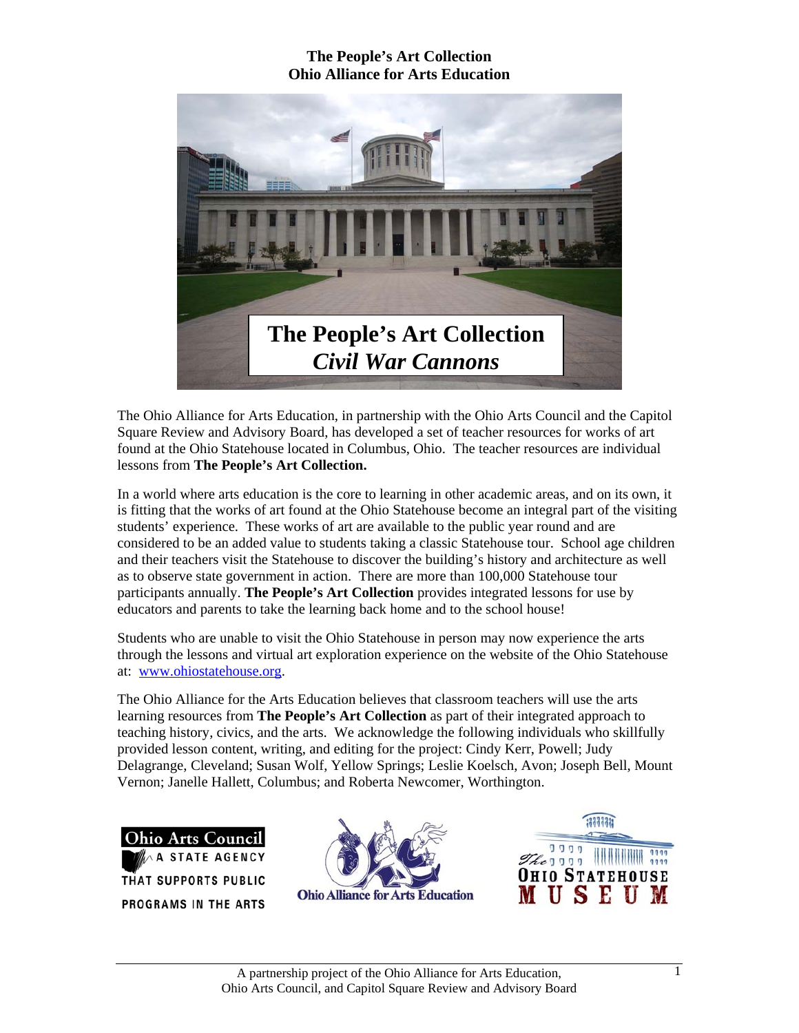**The People's Art Collection**
**Ohio Alliance for Arts Education**

# The People's Art Collection
## *Civil War Cannons*

The Ohio Alliance for Arts Education, in partnership with the Ohio Arts Council and the Capitol Square Review and Advisory Board, has developed a set of teacher resources for works of art found at the Ohio Statehouse located in Columbus, Ohio. The teacher resources are individual lessons from **The People's Art Collection.**

In a world where arts education is the core to learning in other academic areas, and on its own, it is fitting that the works of art found at the Ohio Statehouse become an integral part of the visiting students' experience. These works of art are available to the public year round and are considered to be an added value to students taking a classic Statehouse tour. School age children and their teachers visit the Statehouse to discover the building's history and architecture as well as to observe state government in action. There are more than 100,000 Statehouse tour participants annually. **The People's Art Collection** provides integrated lessons for use by educators and parents to take the learning back home and to the school house!

Students who are unable to visit the Ohio Statehouse in person may now experience the arts through the lessons and virtual art exploration experience on the website of the Ohio Statehouse at: www.ohiostatehouse.org.

The Ohio Alliance for the Arts Education believes that classroom teachers will use the arts learning resources from **The People's Art Collection** as part of their integrated approach to teaching history, civics, and the arts. We acknowledge the following individuals who skillfully provided lesson content, writing, and editing for the project: Cindy Kerr, Powell; Judy Delagrange, Cleveland; Susan Wolf, Yellow Springs; Leslie Koelsch, Avon; Joseph Bell, Mount Vernon; Janelle Hallett, Columbus; and Roberta Newcomer, Worthington.

Ohio Arts Council — A STATE AGENCY THAT SUPPORTS PUBLIC PROGRAMS IN THE ARTS

Ohio Alliance for Arts Education

The Ohio Statehouse Museum

A partnership project of the Ohio Alliance for Arts Education, Ohio Arts Council, and Capitol Square Review and Advisory Board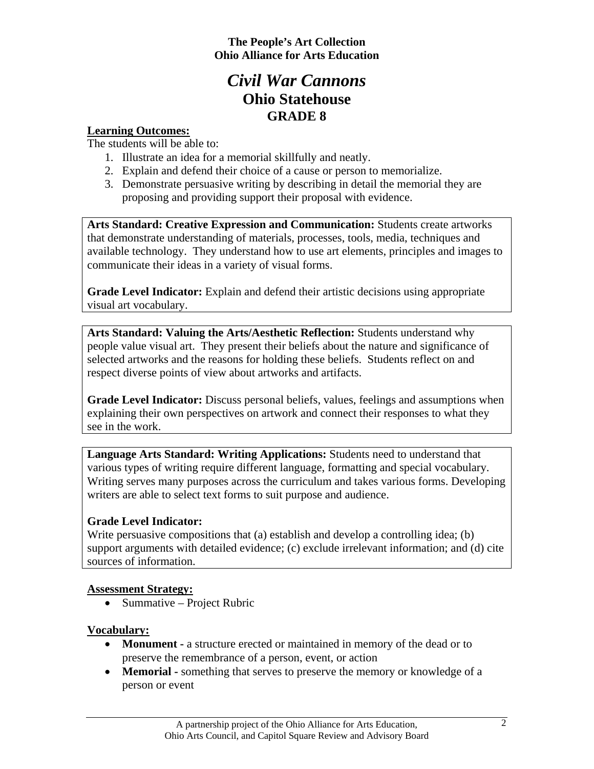**The People's Art Collection**
**Ohio Alliance for Arts Education**

# *Civil War Cannons*

## Ohio Statehouse

## GRADE 8

**Learning Outcomes:**

The students will be able to:

1. Illustrate an idea for a memorial skillfully and neatly.
2. Explain and defend their choice of a cause or person to memorialize.
3. Demonstrate persuasive writing by describing in detail the memorial they are proposing and providing support their proposal with evidence.

**Arts Standard: Creative Expression and Communication:** Students create artworks that demonstrate understanding of materials, processes, tools, media, techniques and available technology. They understand how to use art elements, principles and images to communicate their ideas in a variety of visual forms.

**Grade Level Indicator:** Explain and defend their artistic decisions using appropriate visual art vocabulary.

**Arts Standard: Valuing the Arts/Aesthetic Reflection:** Students understand why people value visual art. They present their beliefs about the nature and significance of selected artworks and the reasons for holding these beliefs. Students reflect on and respect diverse points of view about artworks and artifacts.

**Grade Level Indicator:** Discuss personal beliefs, values, feelings and assumptions when explaining their own perspectives on artwork and connect their responses to what they see in the work.

**Language Arts Standard: Writing Applications:** Students need to understand that various types of writing require different language, formatting and special vocabulary. Writing serves many purposes across the curriculum and takes various forms. Developing writers are able to select text forms to suit purpose and audience.

**Grade Level Indicator:**
Write persuasive compositions that (a) establish and develop a controlling idea; (b) support arguments with detailed evidence; (c) exclude irrelevant information; and (d) cite sources of information.

**Assessment Strategy:**

- Summative – Project Rubric

**Vocabulary:**

- **Monument -** a structure erected or maintained in memory of the dead or to preserve the remembrance of a person, event, or action
- **Memorial -** something that serves to preserve the memory or knowledge of a person or event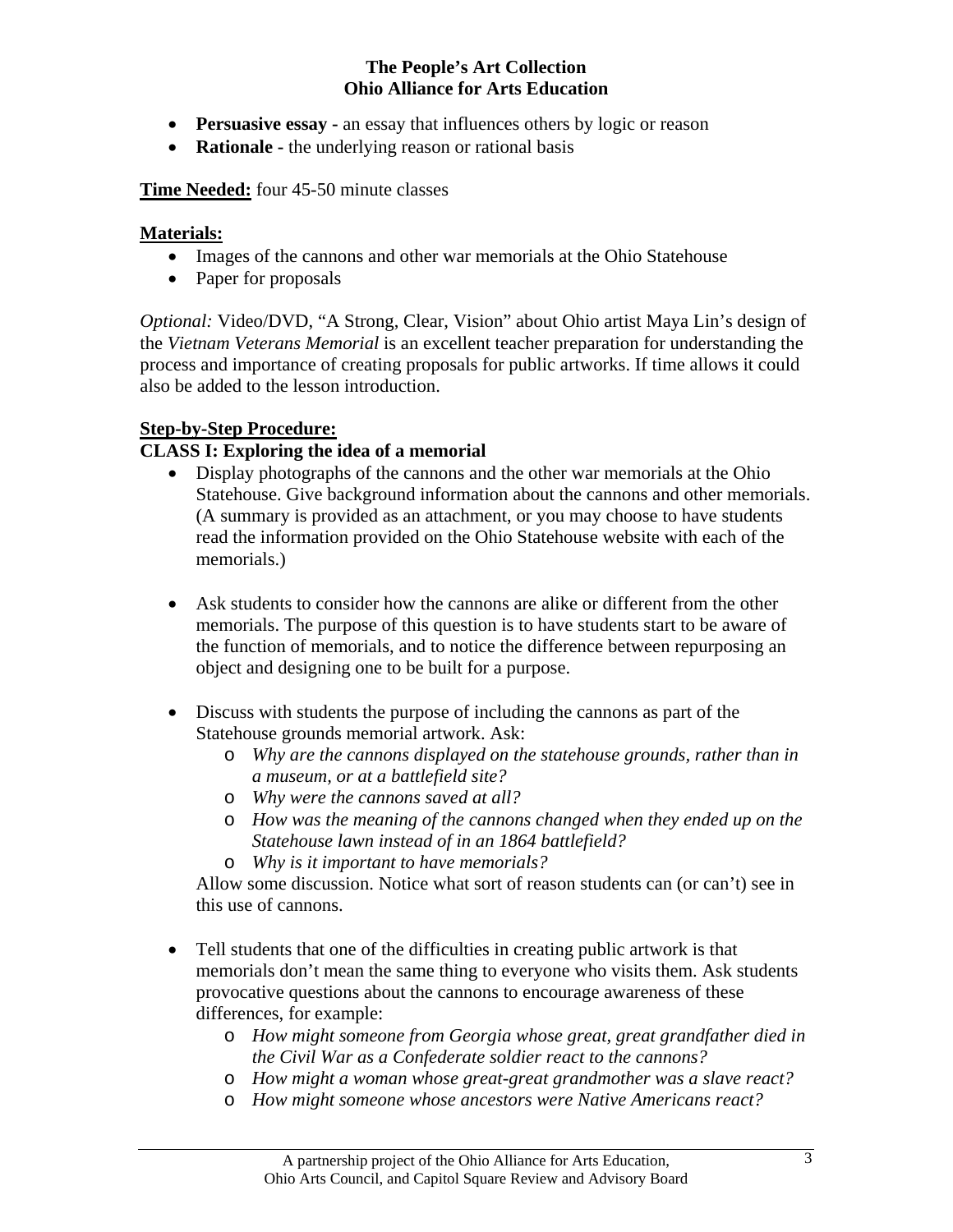- **Persuasive essay -** an essay that influences others by logic or reason
- **Rationale -** the underlying reason or rational basis

**Time Needed:** four 45-50 minute classes

**Materials:**

- Images of the cannons and other war memorials at the Ohio Statehouse
- Paper for proposals

*Optional:* Video/DVD, "A Strong, Clear, Vision" about Ohio artist Maya Lin's design of the *Vietnam Veterans Memorial* is an excellent teacher preparation for understanding the process and importance of creating proposals for public artworks. If time allows it could also be added to the lesson introduction.

**Step-by-Step Procedure:**

**CLASS I: Exploring the idea of a memorial**

- Display photographs of the cannons and the other war memorials at the Ohio Statehouse. Give background information about the cannons and other memorials. (A summary is provided as an attachment, or you may choose to have students read the information provided on the Ohio Statehouse website with each of the memorials.)

- Ask students to consider how the cannons are alike or different from the other memorials. The purpose of this question is to have students start to be aware of the function of memorials, and to notice the difference between repurposing an object and designing one to be built for a purpose.

- Discuss with students the purpose of including the cannons as part of the Statehouse grounds memorial artwork. Ask:
  - *Why are the cannons displayed on the statehouse grounds, rather than in a museum, or at a battlefield site?*
  - *Why were the cannons saved at all?*
  - *How was the meaning of the cannons changed when they ended up on the Statehouse lawn instead of in an 1864 battlefield?*
  - *Why is it important to have memorials?*

  Allow some discussion. Notice what sort of reason students can (or can't) see in this use of cannons.

- Tell students that one of the difficulties in creating public artwork is that memorials don't mean the same thing to everyone who visits them. Ask students provocative questions about the cannons to encourage awareness of these differences, for example:
  - *How might someone from Georgia whose great, great grandfather died in the Civil War as a Confederate soldier react to the cannons?*
  - *How might a woman whose great-great grandmother was a slave react?*
  - *How might someone whose ancestors were Native Americans react?*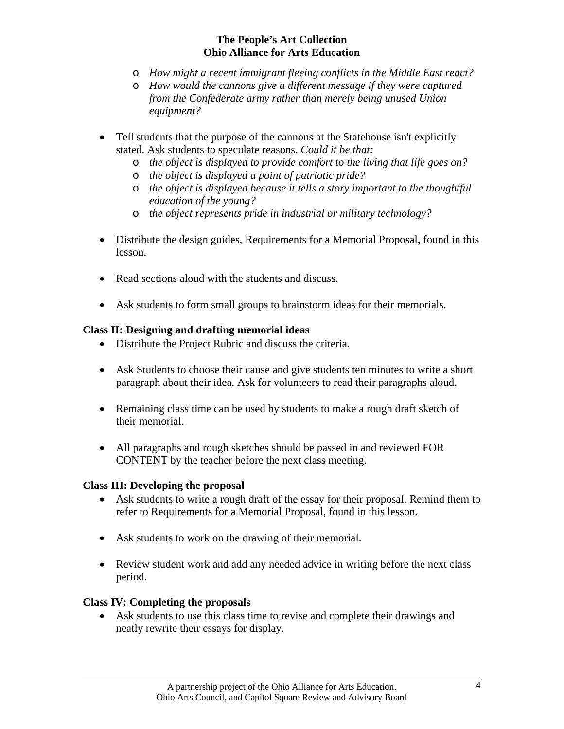- *How might a recent immigrant fleeing conflicts in the Middle East react?*
  - *How would the cannons give a different message if they were captured from the Confederate army rather than merely being unused Union equipment?*

- Tell students that the purpose of the cannons at the Statehouse isn't explicitly stated. Ask students to speculate reasons. *Could it be that:*
  - *the object is displayed to provide comfort to the living that life goes on?*
  - *the object is displayed a point of patriotic pride?*
  - *the object is displayed because it tells a story important to the thoughtful education of the young?*
  - *the object represents pride in industrial or military technology?*

- Distribute the design guides, Requirements for a Memorial Proposal, found in this lesson.

- Read sections aloud with the students and discuss.

- Ask students to form small groups to brainstorm ideas for their memorials.

**Class II: Designing and drafting memorial ideas**

- Distribute the Project Rubric and discuss the criteria.

- Ask Students to choose their cause and give students ten minutes to write a short paragraph about their idea. Ask for volunteers to read their paragraphs aloud.

- Remaining class time can be used by students to make a rough draft sketch of their memorial.

- All paragraphs and rough sketches should be passed in and reviewed FOR CONTENT by the teacher before the next class meeting.

**Class III: Developing the proposal**

- Ask students to write a rough draft of the essay for their proposal. Remind them to refer to Requirements for a Memorial Proposal, found in this lesson.

- Ask students to work on the drawing of their memorial.

- Review student work and add any needed advice in writing before the next class period.

**Class IV: Completing the proposals**

- Ask students to use this class time to revise and complete their drawings and neatly rewrite their essays for display.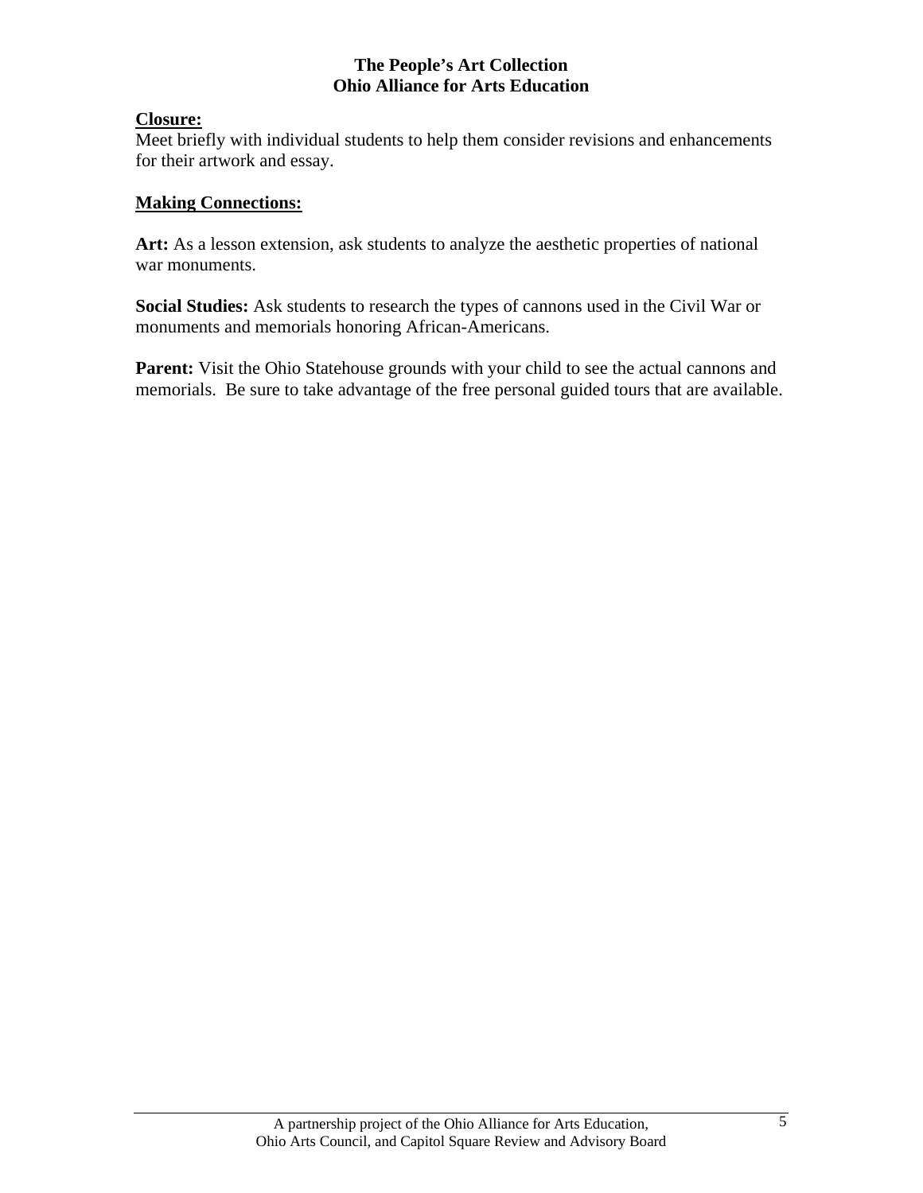**Closure:**

Meet briefly with individual students to help them consider revisions and enhancements for their artwork and essay.

**Making Connections:**

**Art:** As a lesson extension, ask students to analyze the aesthetic properties of national war monuments.

**Social Studies:** Ask students to research the types of cannons used in the Civil War or monuments and memorials honoring African-Americans.

**Parent:** Visit the Ohio Statehouse grounds with your child to see the actual cannons and memorials. Be sure to take advantage of the free personal guided tours that are available.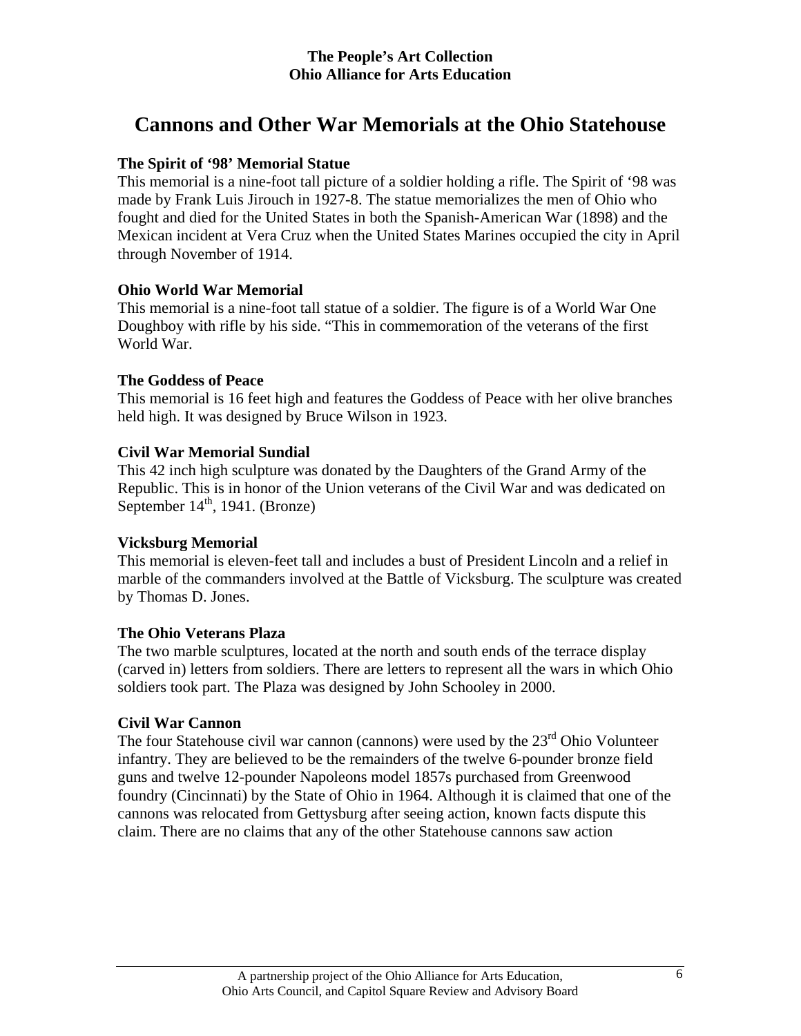**The People's Art Collection**
**Ohio Alliance for Arts Education**

# Cannons and Other War Memorials at the Ohio Statehouse

### The Spirit of '98' Memorial Statue

This memorial is a nine-foot tall picture of a soldier holding a rifle. The Spirit of '98 was made by Frank Luis Jirouch in 1927-8. The statue memorializes the men of Ohio who fought and died for the United States in both the Spanish-American War (1898) and the Mexican incident at Vera Cruz when the United States Marines occupied the city in April through November of 1914.

### Ohio World War Memorial

This memorial is a nine-foot tall statue of a soldier. The figure is of a World War One Doughboy with rifle by his side. "This in commemoration of the veterans of the first World War.

### The Goddess of Peace

This memorial is 16 feet high and features the Goddess of Peace with her olive branches held high. It was designed by Bruce Wilson in 1923.

### Civil War Memorial Sundial

This 42 inch high sculpture was donated by the Daughters of the Grand Army of the Republic. This is in honor of the Union veterans of the Civil War and was dedicated on September 14th, 1941. (Bronze)

### Vicksburg Memorial

This memorial is eleven-feet tall and includes a bust of President Lincoln and a relief in marble of the commanders involved at the Battle of Vicksburg. The sculpture was created by Thomas D. Jones.

### The Ohio Veterans Plaza

The two marble sculptures, located at the north and south ends of the terrace display (carved in) letters from soldiers. There are letters to represent all the wars in which Ohio soldiers took part. The Plaza was designed by John Schooley in 2000.

### Civil War Cannon

The four Statehouse civil war cannon (cannons) were used by the 23rd Ohio Volunteer infantry. They are believed to be the remainders of the twelve 6-pounder bronze field guns and twelve 12-pounder Napoleons model 1857s purchased from Greenwood foundry (Cincinnati) by the State of Ohio in 1964. Although it is claimed that one of the cannons was relocated from Gettysburg after seeing action, known facts dispute this claim. There are no claims that any of the other Statehouse cannons saw action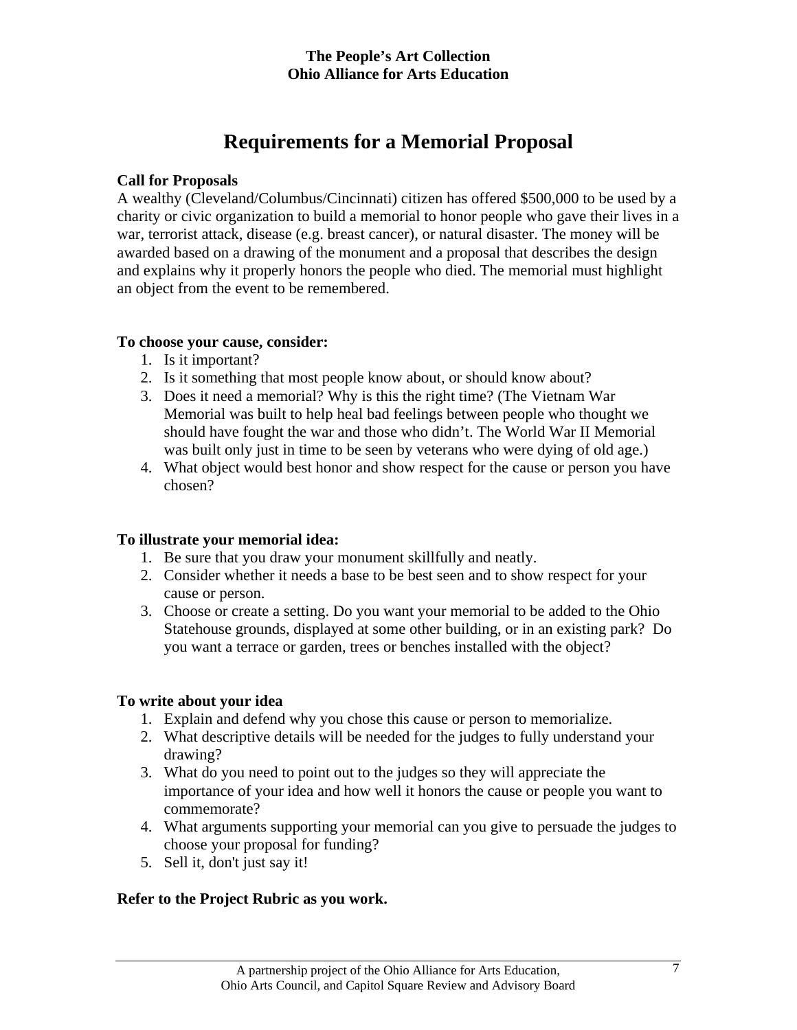# Requirements for a Memorial Proposal

**Call for Proposals**

A wealthy (Cleveland/Columbus/Cincinnati) citizen has offered $500,000 to be used by a charity or civic organization to build a memorial to honor people who gave their lives in a war, terrorist attack, disease (e.g. breast cancer), or natural disaster. The money will be awarded based on a drawing of the monument and a proposal that describes the design and explains why it properly honors the people who died. The memorial must highlight an object from the event to be remembered.

**To choose your cause, consider:**

1. Is it important?
2. Is it something that most people know about, or should know about?
3. Does it need a memorial? Why is this the right time? (The Vietnam War Memorial was built to help heal bad feelings between people who thought we should have fought the war and those who didn't. The World War II Memorial was built only just in time to be seen by veterans who were dying of old age.)
4. What object would best honor and show respect for the cause or person you have chosen?

**To illustrate your memorial idea:**

1. Be sure that you draw your monument skillfully and neatly.
2. Consider whether it needs a base to be best seen and to show respect for your cause or person.
3. Choose or create a setting. Do you want your memorial to be added to the Ohio Statehouse grounds, displayed at some other building, or in an existing park? Do you want a terrace or garden, trees or benches installed with the object?

**To write about your idea**

1. Explain and defend why you chose this cause or person to memorialize.
2. What descriptive details will be needed for the judges to fully understand your drawing?
3. What do you need to point out to the judges so they will appreciate the importance of your idea and how well it honors the cause or people you want to commemorate?
4. What arguments supporting your memorial can you give to persuade the judges to choose your proposal for funding?
5. Sell it, don't just say it!

**Refer to the Project Rubric as you work.**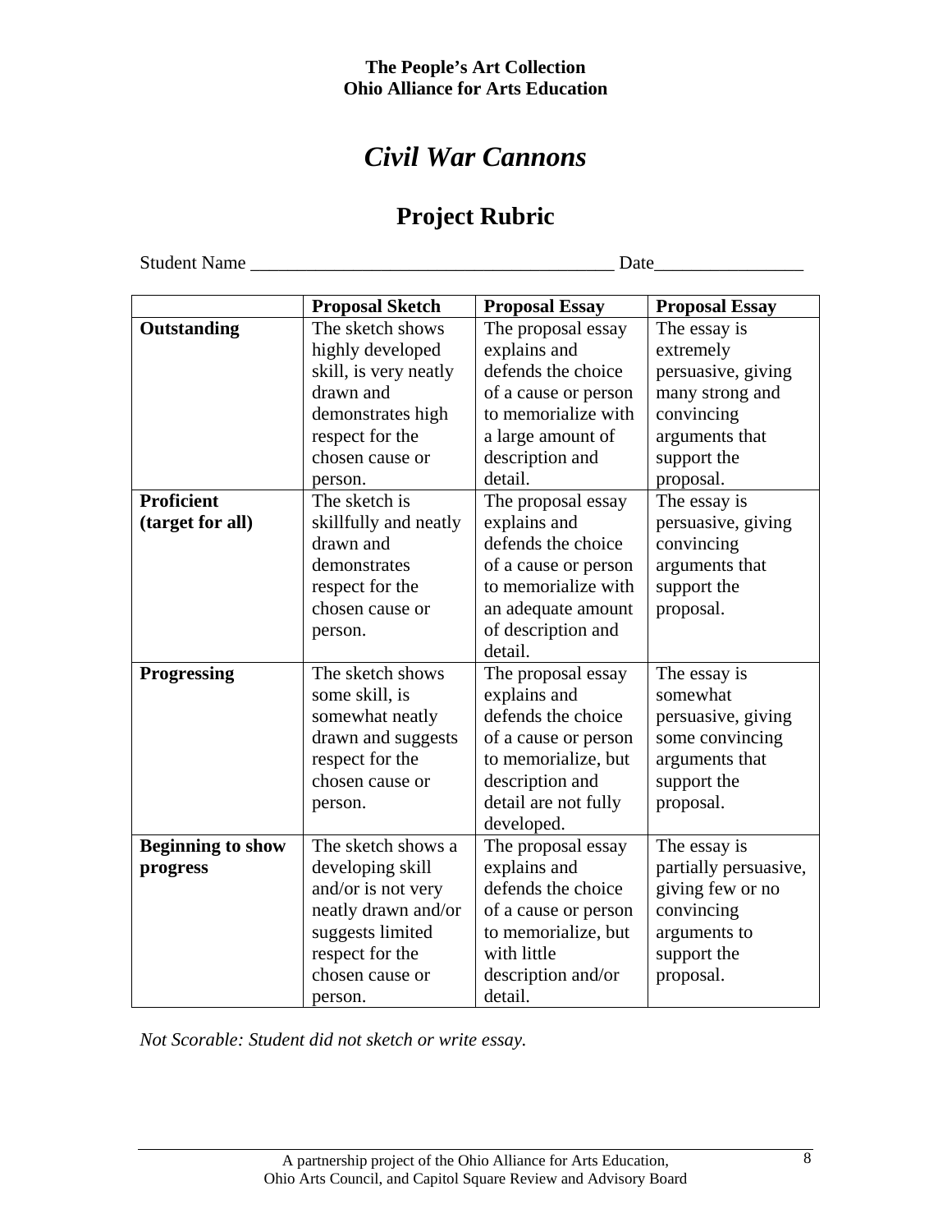**The People's Art Collection**
**Ohio Alliance for Arts Education**

# *Civil War Cannons*

## Project Rubric

Student Name ______________________________________ Date________________

| | Proposal Sketch | Proposal Essay | Proposal Essay |
|---|---|---|---|
| **Outstanding** | The sketch shows highly developed skill, is very neatly drawn and demonstrates high respect for the chosen cause or person. | The proposal essay explains and defends the choice of a cause or person to memorialize with a large amount of description and detail. | The essay is extremely persuasive, giving many strong and convincing arguments that support the proposal. |
| **Proficient (target for all)** | The sketch is skillfully and neatly drawn and demonstrates respect for the chosen cause or person. | The proposal essay explains and defends the choice of a cause or person to memorialize with an adequate amount of description and detail. | The essay is persuasive, giving convincing arguments that support the proposal. |
| **Progressing** | The sketch shows some skill, is somewhat neatly drawn and suggests respect for the chosen cause or person. | The proposal essay explains and defends the choice of a cause or person to memorialize, but description and detail are not fully developed. | The essay is somewhat persuasive, giving some convincing arguments that support the proposal. |
| **Beginning to show progress** | The sketch shows a developing skill and/or is not very neatly drawn and/or suggests limited respect for the chosen cause or person. | The proposal essay explains and defends the choice of a cause or person to memorialize, but with little description and/or detail. | The essay is partially persuasive, giving few or no convincing arguments to support the proposal. |

*Not Scorable: Student did not sketch or write essay.*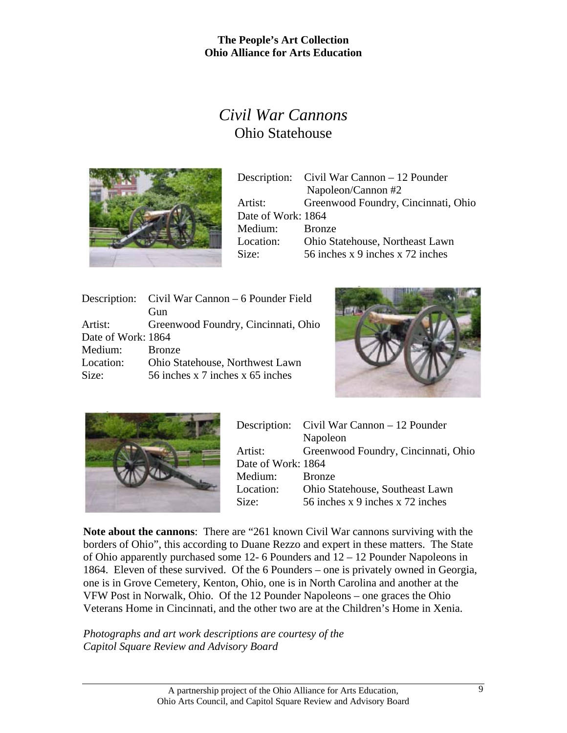# *Civil War Cannons*

## Ohio Statehouse

Description: Civil War Cannon – 12 Pounder Napoleon/Cannon #2
Artist: Greenwood Foundry, Cincinnati, Ohio
Date of Work: 1864
Medium: Bronze
Location: Ohio Statehouse, Northeast Lawn
Size: 56 inches x 9 inches x 72 inches

Description: Civil War Cannon – 6 Pounder Field Gun
Artist: Greenwood Foundry, Cincinnati, Ohio
Date of Work: 1864
Medium: Bronze
Location: Ohio Statehouse, Northwest Lawn
Size: 56 inches x 7 inches x 65 inches

Description: Civil War Cannon – 12 Pounder Napoleon
Artist: Greenwood Foundry, Cincinnati, Ohio
Date of Work: 1864
Medium: Bronze
Location: Ohio Statehouse, Southeast Lawn
Size: 56 inches x 9 inches x 72 inches

**Note about the cannons**: There are "261 known Civil War cannons surviving with the borders of Ohio", this according to Duane Rezzo and expert in these matters. The State of Ohio apparently purchased some 12- 6 Pounders and 12 – 12 Pounder Napoleons in 1864. Eleven of these survived. Of the 6 Pounders – one is privately owned in Georgia, one is in Grove Cemetery, Kenton, Ohio, one is in North Carolina and another at the VFW Post in Norwalk, Ohio. Of the 12 Pounder Napoleons – one graces the Ohio Veterans Home in Cincinnati, and the other two are at the Children's Home in Xenia.

*Photographs and art work descriptions are courtesy of the Capitol Square Review and Advisory Board*